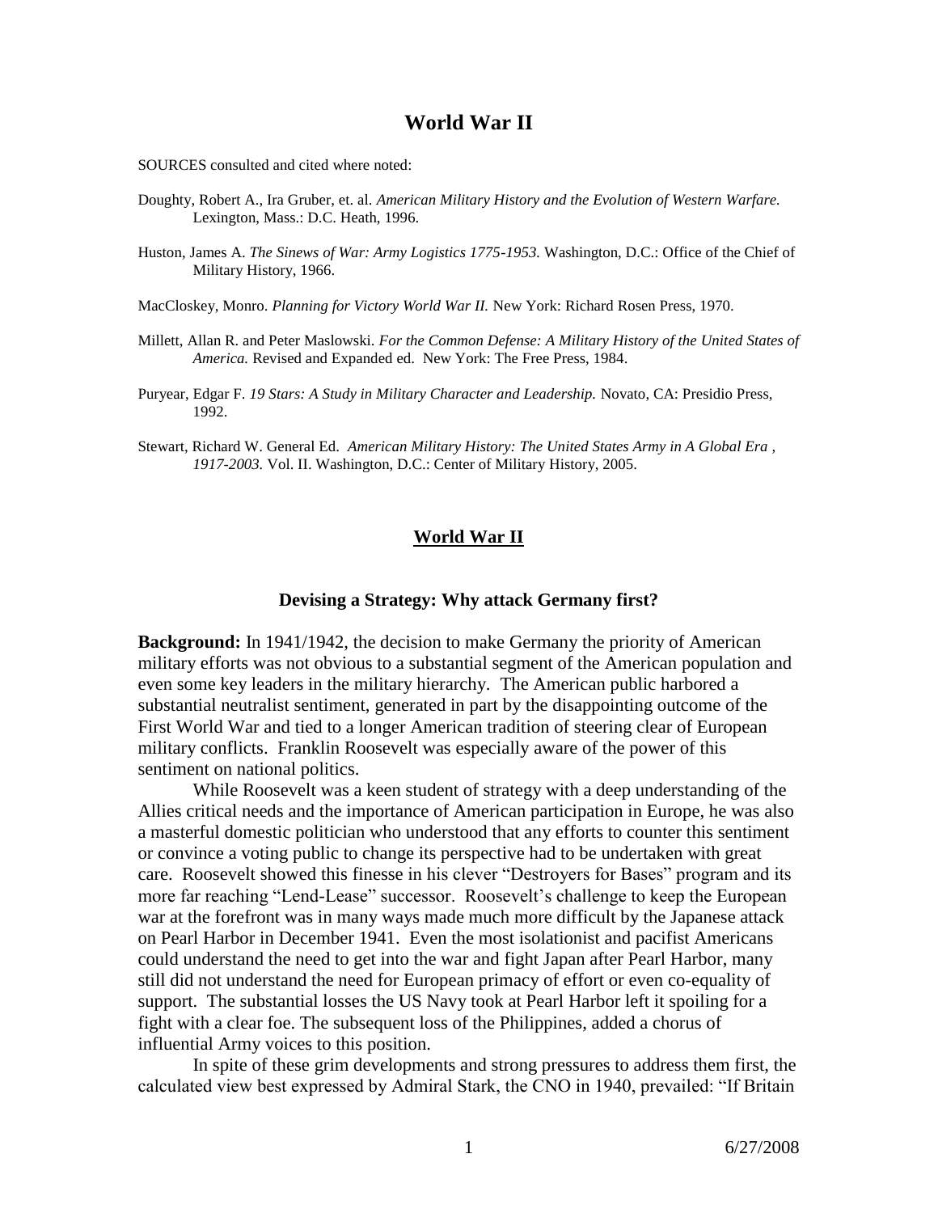# World War II

SOURCES consulted and cited where noted:

Doughty, Robert A., Ira Gruber, et. al. *American Military History and the Evolution of Western Warfare.* Lexington, Mass.: D.C. Heath, 1996.

Huston, James A. *The Sinews of War: Army Logistics 1775-1953.* Washington, D.C.: Office of the Chief of Military History, 1966.

MacCloskey, Monro. *Planning for Victory World War II.* New York: Richard Rosen Press, 1970.

Millett, Allan R. and Peter Maslowski. *For the Common Defense: A Military History of the United States of America.* Revised and Expanded ed. New York: The Free Press, 1984.

Puryear, Edgar F. *19 Stars: A Study in Military Character and Leadership.* Novato, CA: Presidio Press, 1992.

Stewart, Richard W. General Ed. *American Military History: The United States Army in A Global Era , 1917-2003.* Vol. II. Washington, D.C.: Center of Military History, 2005.

## World War II

### Devising a Strategy: Why attack Germany first?

**Background:** In 1941/1942, the decision to make Germany the priority of American military efforts was not obvious to a substantial segment of the American population and even some key leaders in the military hierarchy. The American public harbored a substantial neutralist sentiment, generated in part by the disappointing outcome of the First World War and tied to a longer American tradition of steering clear of European military conflicts. Franklin Roosevelt was especially aware of the power of this sentiment on national politics.

While Roosevelt was a keen student of strategy with a deep understanding of the Allies critical needs and the importance of American participation in Europe, he was also a masterful domestic politician who understood that any efforts to counter this sentiment or convince a voting public to change its perspective had to be undertaken with great care. Roosevelt showed this finesse in his clever "Destroyers for Bases" program and its more far reaching "Lend-Lease" successor. Roosevelt's challenge to keep the European war at the forefront was in many ways made much more difficult by the Japanese attack on Pearl Harbor in December 1941. Even the most isolationist and pacifist Americans could understand the need to get into the war and fight Japan after Pearl Harbor, many still did not understand the need for European primacy of effort or even co-equality of support. The substantial losses the US Navy took at Pearl Harbor left it spoiling for a fight with a clear foe. The subsequent loss of the Philippines, added a chorus of influential Army voices to this position.

In spite of these grim developments and strong pressures to address them first, the calculated view best expressed by Admiral Stark, the CNO in 1940, prevailed: "If Britain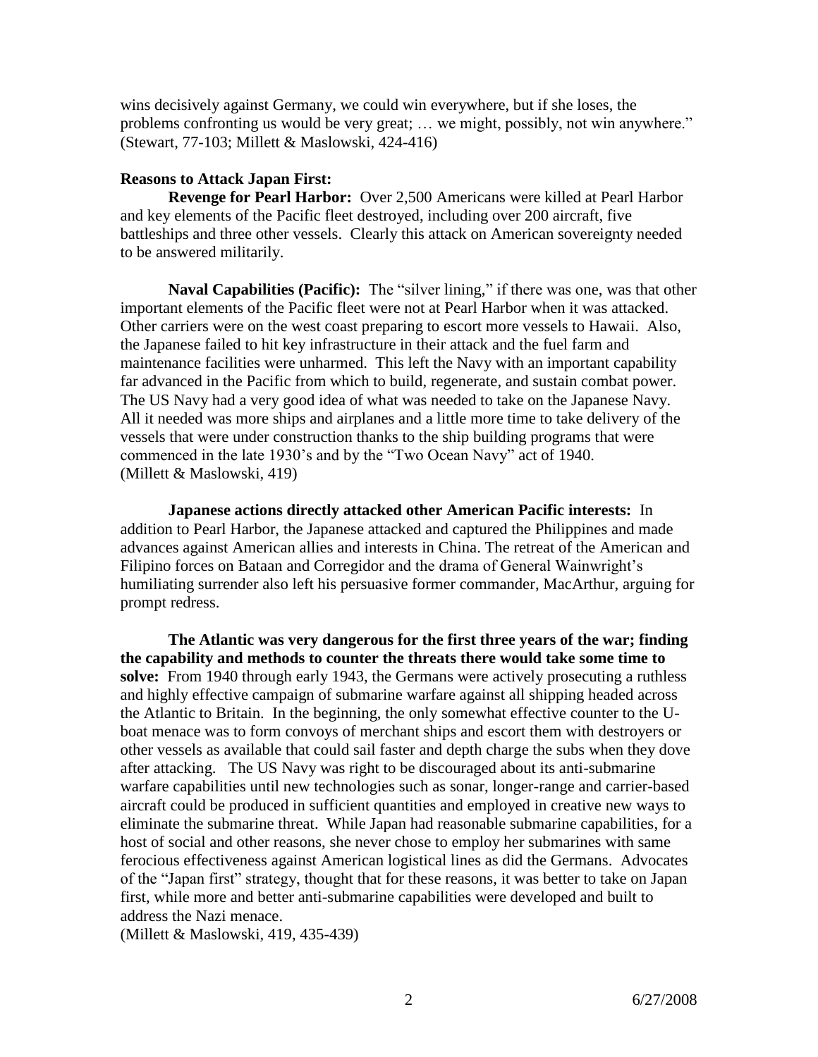wins decisively against Germany, we could win everywhere, but if she loses, the problems confronting us would be very great; … we might, possibly, not win anywhere." (Stewart, 77-103; Millett & Maslowski, 424-416)

**Reasons to Attack Japan First:**

**Revenge for Pearl Harbor:** Over 2,500 Americans were killed at Pearl Harbor and key elements of the Pacific fleet destroyed, including over 200 aircraft, five battleships and three other vessels. Clearly this attack on American sovereignty needed to be answered militarily.

**Naval Capabilities (Pacific):** The "silver lining," if there was one, was that other important elements of the Pacific fleet were not at Pearl Harbor when it was attacked. Other carriers were on the west coast preparing to escort more vessels to Hawaii. Also, the Japanese failed to hit key infrastructure in their attack and the fuel farm and maintenance facilities were unharmed. This left the Navy with an important capability far advanced in the Pacific from which to build, regenerate, and sustain combat power. The US Navy had a very good idea of what was needed to take on the Japanese Navy. All it needed was more ships and airplanes and a little more time to take delivery of the vessels that were under construction thanks to the ship building programs that were commenced in the late 1930's and by the "Two Ocean Navy" act of 1940. (Millett & Maslowski, 419)

**Japanese actions directly attacked other American Pacific interests:** In addition to Pearl Harbor, the Japanese attacked and captured the Philippines and made advances against American allies and interests in China. The retreat of the American and Filipino forces on Bataan and Corregidor and the drama of General Wainwright's humiliating surrender also left his persuasive former commander, MacArthur, arguing for prompt redress.

**The Atlantic was very dangerous for the first three years of the war; finding the capability and methods to counter the threats there would take some time to solve:** From 1940 through early 1943, the Germans were actively prosecuting a ruthless and highly effective campaign of submarine warfare against all shipping headed across the Atlantic to Britain. In the beginning, the only somewhat effective counter to the U-boat menace was to form convoys of merchant ships and escort them with destroyers or other vessels as available that could sail faster and depth charge the subs when they dove after attacking. The US Navy was right to be discouraged about its anti-submarine warfare capabilities until new technologies such as sonar, longer-range and carrier-based aircraft could be produced in sufficient quantities and employed in creative new ways to eliminate the submarine threat. While Japan had reasonable submarine capabilities, for a host of social and other reasons, she never chose to employ her submarines with same ferocious effectiveness against American logistical lines as did the Germans. Advocates of the "Japan first" strategy, thought that for these reasons, it was better to take on Japan first, while more and better anti-submarine capabilities were developed and built to address the Nazi menace.
(Millett & Maslowski, 419, 435-439)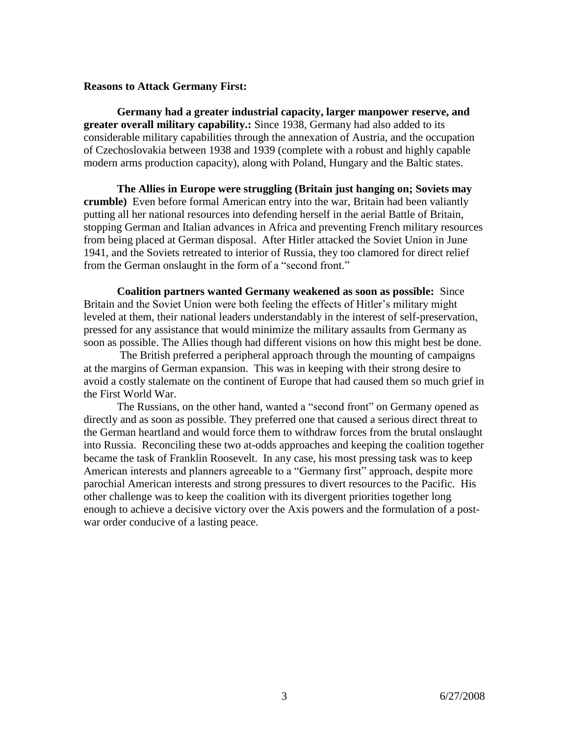**Reasons to Attack Germany First:**

**Germany had a greater industrial capacity, larger manpower reserve, and greater overall military capability.:** Since 1938, Germany had also added to its considerable military capabilities through the annexation of Austria, and the occupation of Czechoslovakia between 1938 and 1939 (complete with a robust and highly capable modern arms production capacity), along with Poland, Hungary and the Baltic states.

**The Allies in Europe were struggling (Britain just hanging on; Soviets may crumble)** Even before formal American entry into the war, Britain had been valiantly putting all her national resources into defending herself in the aerial Battle of Britain, stopping German and Italian advances in Africa and preventing French military resources from being placed at German disposal. After Hitler attacked the Soviet Union in June 1941, and the Soviets retreated to interior of Russia, they too clamored for direct relief from the German onslaught in the form of a "second front."

**Coalition partners wanted Germany weakened as soon as possible:** Since Britain and the Soviet Union were both feeling the effects of Hitler's military might leveled at them, their national leaders understandably in the interest of self-preservation, pressed for any assistance that would minimize the military assaults from Germany as soon as possible. The Allies though had different visions on how this might best be done.

The British preferred a peripheral approach through the mounting of campaigns at the margins of German expansion. This was in keeping with their strong desire to avoid a costly stalemate on the continent of Europe that had caused them so much grief in the First World War.

The Russians, on the other hand, wanted a "second front" on Germany opened as directly and as soon as possible. They preferred one that caused a serious direct threat to the German heartland and would force them to withdraw forces from the brutal onslaught into Russia. Reconciling these two at-odds approaches and keeping the coalition together became the task of Franklin Roosevelt. In any case, his most pressing task was to keep American interests and planners agreeable to a "Germany first" approach, despite more parochial American interests and strong pressures to divert resources to the Pacific. His other challenge was to keep the coalition with its divergent priorities together long enough to achieve a decisive victory over the Axis powers and the formulation of a post-war order conducive of a lasting peace.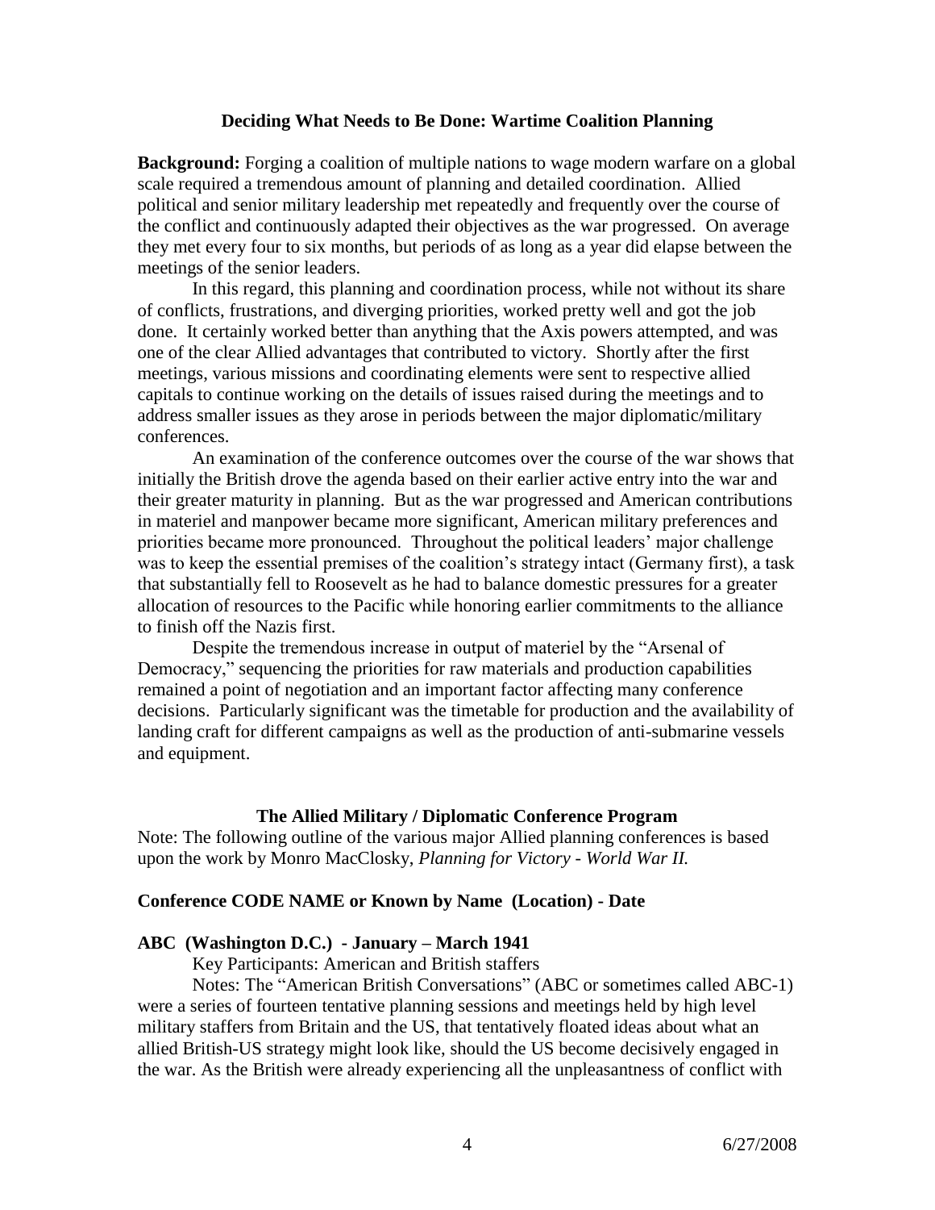### Deciding What Needs to Be Done: Wartime Coalition Planning

**Background:** Forging a coalition of multiple nations to wage modern warfare on a global scale required a tremendous amount of planning and detailed coordination. Allied political and senior military leadership met repeatedly and frequently over the course of the conflict and continuously adapted their objectives as the war progressed. On average they met every four to six months, but periods of as long as a year did elapse between the meetings of the senior leaders.

In this regard, this planning and coordination process, while not without its share of conflicts, frustrations, and diverging priorities, worked pretty well and got the job done. It certainly worked better than anything that the Axis powers attempted, and was one of the clear Allied advantages that contributed to victory. Shortly after the first meetings, various missions and coordinating elements were sent to respective allied capitals to continue working on the details of issues raised during the meetings and to address smaller issues as they arose in periods between the major diplomatic/military conferences.

An examination of the conference outcomes over the course of the war shows that initially the British drove the agenda based on their earlier active entry into the war and their greater maturity in planning. But as the war progressed and American contributions in materiel and manpower became more significant, American military preferences and priorities became more pronounced. Throughout the political leaders' major challenge was to keep the essential premises of the coalition's strategy intact (Germany first), a task that substantially fell to Roosevelt as he had to balance domestic pressures for a greater allocation of resources to the Pacific while honoring earlier commitments to the alliance to finish off the Nazis first.

Despite the tremendous increase in output of materiel by the "Arsenal of Democracy," sequencing the priorities for raw materials and production capabilities remained a point of negotiation and an important factor affecting many conference decisions. Particularly significant was the timetable for production and the availability of landing craft for different campaigns as well as the production of anti-submarine vessels and equipment.

### The Allied Military / Diplomatic Conference Program

Note: The following outline of the various major Allied planning conferences is based upon the work by Monro MacClosky, *Planning for Victory - World War II.*

**Conference CODE NAME or Known by Name (Location) - Date**

**ABC (Washington D.C.) - January – March 1941**

Key Participants: American and British staffers

Notes: The "American British Conversations" (ABC or sometimes called ABC-1) were a series of fourteen tentative planning sessions and meetings held by high level military staffers from Britain and the US, that tentatively floated ideas about what an allied British-US strategy might look like, should the US become decisively engaged in the war. As the British were already experiencing all the unpleasantness of conflict with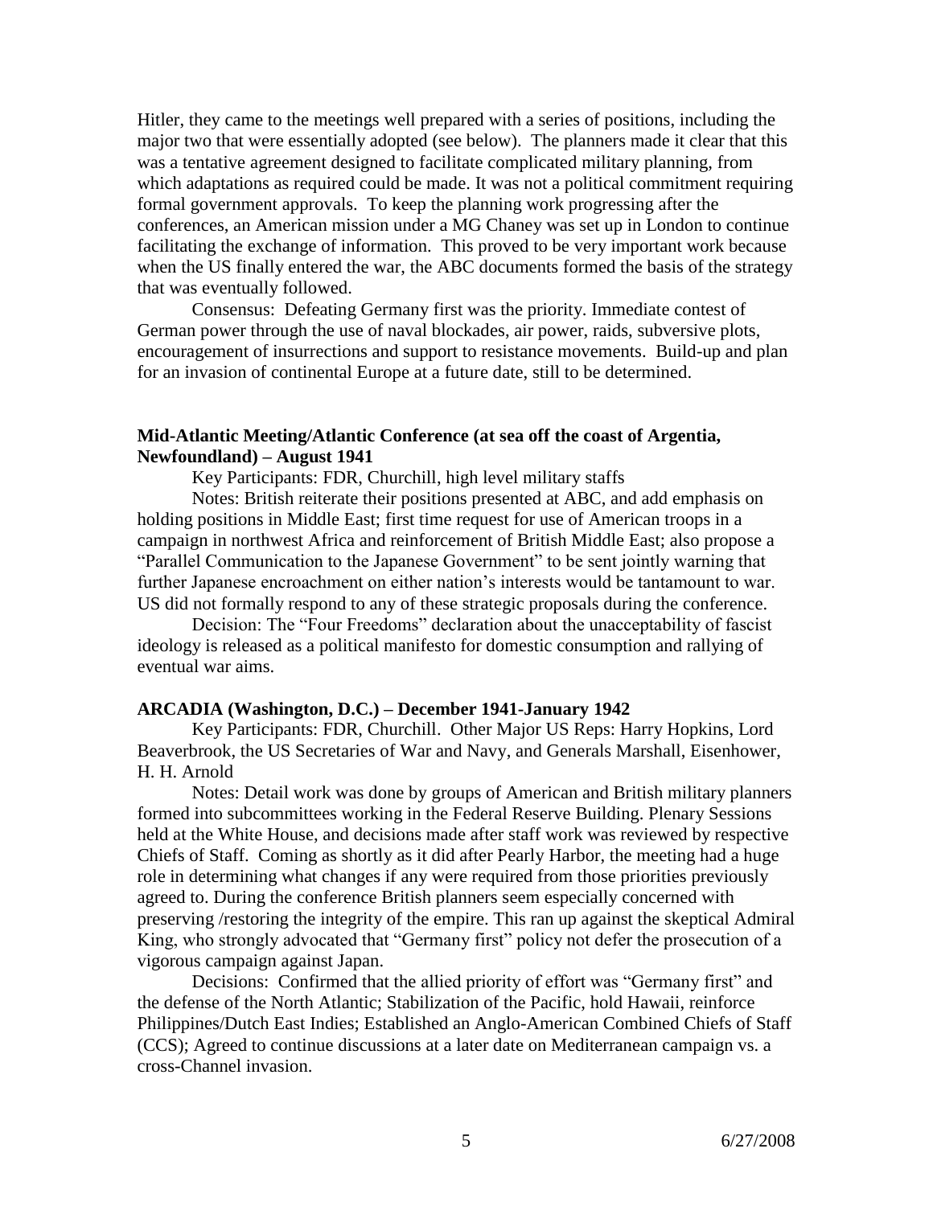Hitler, they came to the meetings well prepared with a series of positions, including the major two that were essentially adopted (see below). The planners made it clear that this was a tentative agreement designed to facilitate complicated military planning, from which adaptations as required could be made. It was not a political commitment requiring formal government approvals. To keep the planning work progressing after the conferences, an American mission under a MG Chaney was set up in London to continue facilitating the exchange of information. This proved to be very important work because when the US finally entered the war, the ABC documents formed the basis of the strategy that was eventually followed.

Consensus: Defeating Germany first was the priority. Immediate contest of German power through the use of naval blockades, air power, raids, subversive plots, encouragement of insurrections and support to resistance movements. Build-up and plan for an invasion of continental Europe at a future date, still to be determined.

### Mid-Atlantic Meeting/Atlantic Conference (at sea off the coast of Argentia, Newfoundland) – August 1941

Key Participants: FDR, Churchill, high level military staffs

Notes: British reiterate their positions presented at ABC, and add emphasis on holding positions in Middle East; first time request for use of American troops in a campaign in northwest Africa and reinforcement of British Middle East; also propose a "Parallel Communication to the Japanese Government" to be sent jointly warning that further Japanese encroachment on either nation's interests would be tantamount to war. US did not formally respond to any of these strategic proposals during the conference.

Decision: The "Four Freedoms" declaration about the unacceptability of fascist ideology is released as a political manifesto for domestic consumption and rallying of eventual war aims.

### ARCADIA (Washington, D.C.) – December 1941-January 1942

Key Participants: FDR, Churchill. Other Major US Reps: Harry Hopkins, Lord Beaverbrook, the US Secretaries of War and Navy, and Generals Marshall, Eisenhower, H. H. Arnold

Notes: Detail work was done by groups of American and British military planners formed into subcommittees working in the Federal Reserve Building. Plenary Sessions held at the White House, and decisions made after staff work was reviewed by respective Chiefs of Staff. Coming as shortly as it did after Pearly Harbor, the meeting had a huge role in determining what changes if any were required from those priorities previously agreed to. During the conference British planners seem especially concerned with preserving /restoring the integrity of the empire. This ran up against the skeptical Admiral King, who strongly advocated that "Germany first" policy not defer the prosecution of a vigorous campaign against Japan.

Decisions: Confirmed that the allied priority of effort was "Germany first" and the defense of the North Atlantic; Stabilization of the Pacific, hold Hawaii, reinforce Philippines/Dutch East Indies; Established an Anglo-American Combined Chiefs of Staff (CCS); Agreed to continue discussions at a later date on Mediterranean campaign vs. a cross-Channel invasion.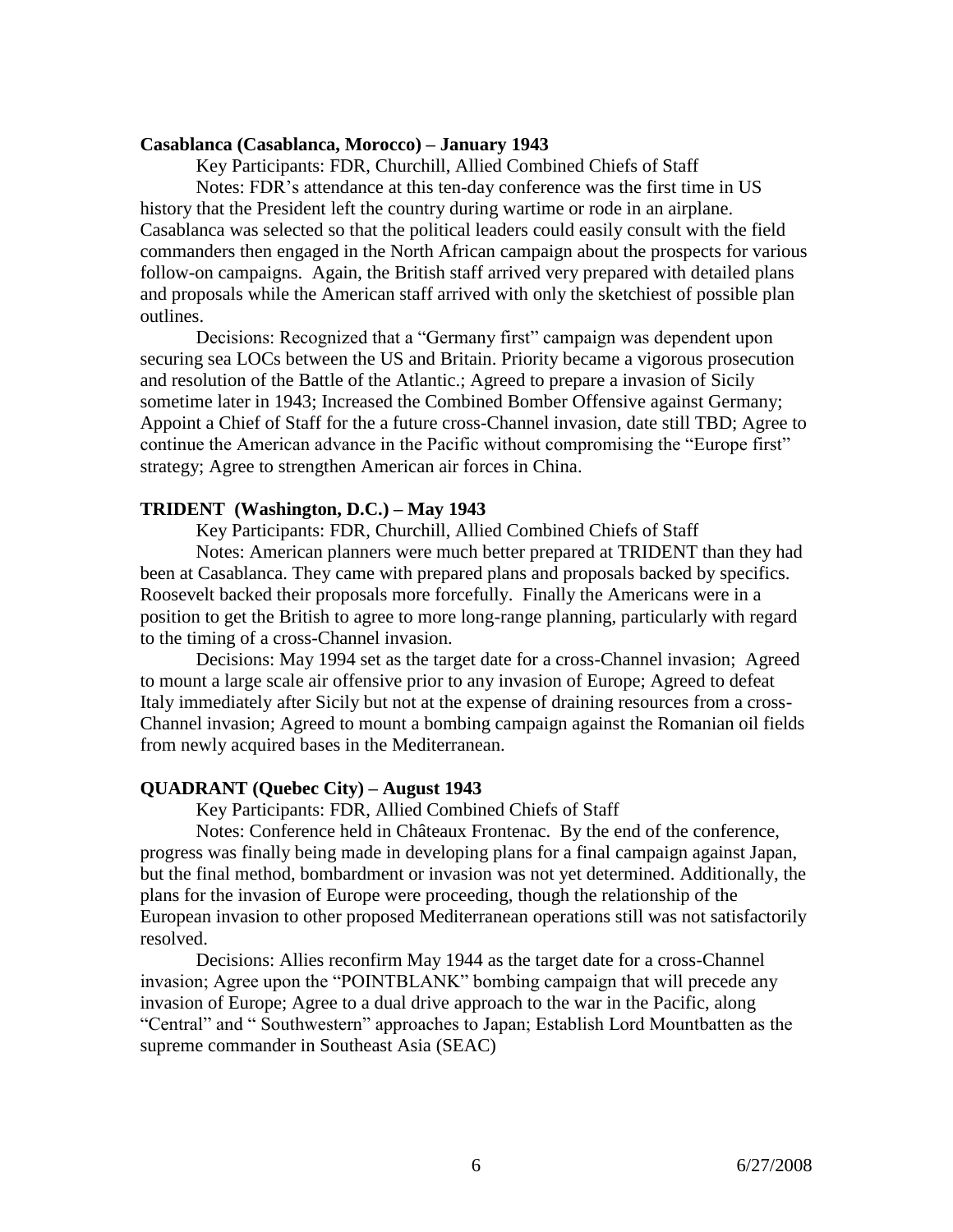**Casablanca (Casablanca, Morocco) – January 1943**

Key Participants: FDR, Churchill, Allied Combined Chiefs of Staff

Notes: FDR's attendance at this ten-day conference was the first time in US history that the President left the country during wartime or rode in an airplane. Casablanca was selected so that the political leaders could easily consult with the field commanders then engaged in the North African campaign about the prospects for various follow-on campaigns. Again, the British staff arrived very prepared with detailed plans and proposals while the American staff arrived with only the sketchiest of possible plan outlines.

Decisions: Recognized that a "Germany first" campaign was dependent upon securing sea LOCs between the US and Britain. Priority became a vigorous prosecution and resolution of the Battle of the Atlantic.; Agreed to prepare a invasion of Sicily sometime later in 1943; Increased the Combined Bomber Offensive against Germany; Appoint a Chief of Staff for the a future cross-Channel invasion, date still TBD; Agree to continue the American advance in the Pacific without compromising the "Europe first" strategy; Agree to strengthen American air forces in China.

**TRIDENT (Washington, D.C.) – May 1943**

Key Participants: FDR, Churchill, Allied Combined Chiefs of Staff

Notes: American planners were much better prepared at TRIDENT than they had been at Casablanca. They came with prepared plans and proposals backed by specifics. Roosevelt backed their proposals more forcefully. Finally the Americans were in a position to get the British to agree to more long-range planning, particularly with regard to the timing of a cross-Channel invasion.

Decisions: May 1994 set as the target date for a cross-Channel invasion; Agreed to mount a large scale air offensive prior to any invasion of Europe; Agreed to defeat Italy immediately after Sicily but not at the expense of draining resources from a cross-Channel invasion; Agreed to mount a bombing campaign against the Romanian oil fields from newly acquired bases in the Mediterranean.

**QUADRANT (Quebec City) – August 1943**

Key Participants: FDR, Allied Combined Chiefs of Staff

Notes: Conference held in Châteaux Frontenac. By the end of the conference, progress was finally being made in developing plans for a final campaign against Japan, but the final method, bombardment or invasion was not yet determined. Additionally, the plans for the invasion of Europe were proceeding, though the relationship of the European invasion to other proposed Mediterranean operations still was not satisfactorily resolved.

Decisions: Allies reconfirm May 1944 as the target date for a cross-Channel invasion; Agree upon the "POINTBLANK" bombing campaign that will precede any invasion of Europe; Agree to a dual drive approach to the war in the Pacific, along "Central" and " Southwestern" approaches to Japan; Establish Lord Mountbatten as the supreme commander in Southeast Asia (SEAC)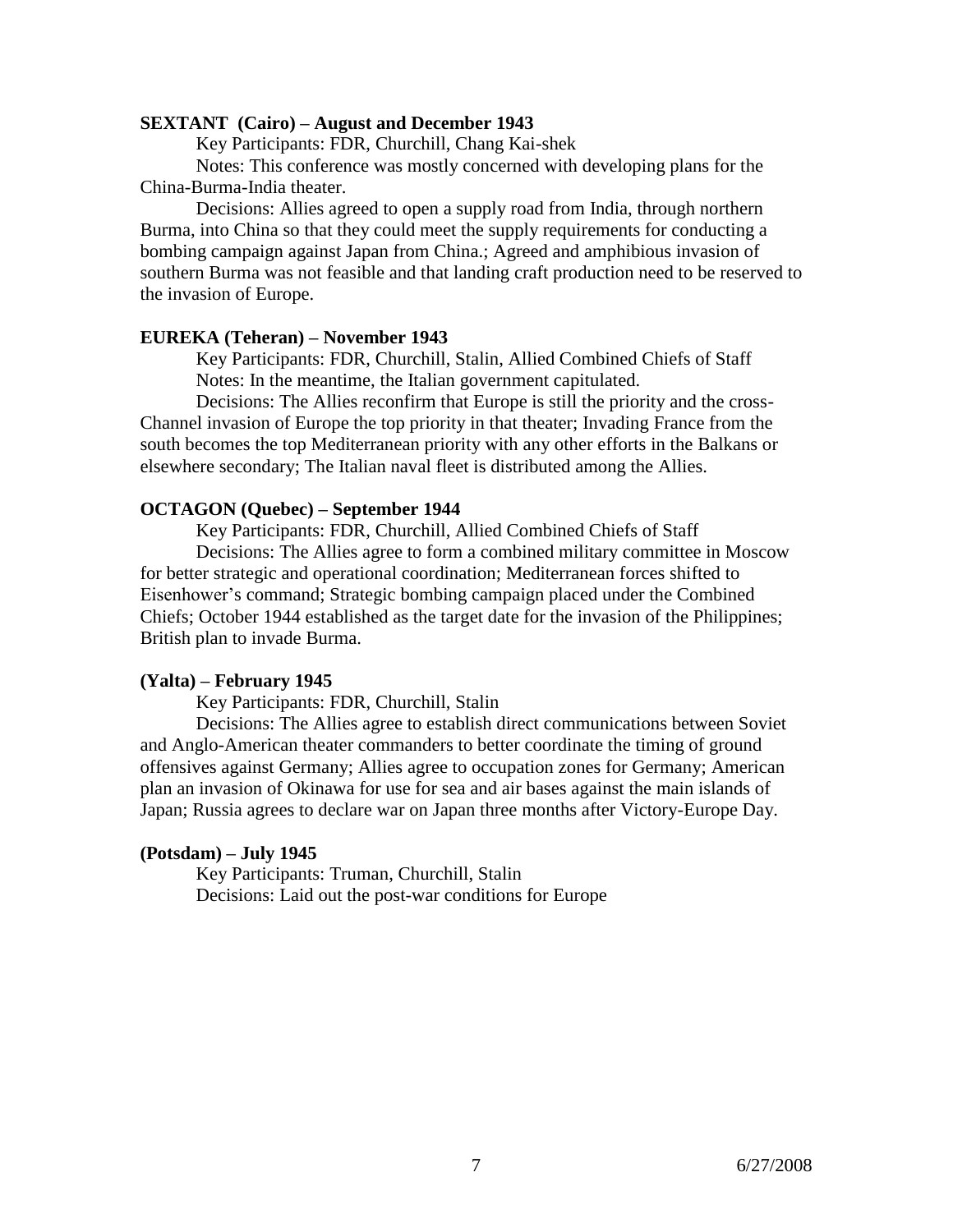**SEXTANT (Cairo) – August and December 1943**

Key Participants: FDR, Churchill, Chang Kai-shek

Notes: This conference was mostly concerned with developing plans for the China-Burma-India theater.

Decisions: Allies agreed to open a supply road from India, through northern Burma, into China so that they could meet the supply requirements for conducting a bombing campaign against Japan from China.; Agreed and amphibious invasion of southern Burma was not feasible and that landing craft production need to be reserved to the invasion of Europe.

**EUREKA (Teheran) – November 1943**

Key Participants: FDR, Churchill, Stalin, Allied Combined Chiefs of Staff

Notes: In the meantime, the Italian government capitulated.

Decisions: The Allies reconfirm that Europe is still the priority and the cross-Channel invasion of Europe the top priority in that theater; Invading France from the south becomes the top Mediterranean priority with any other efforts in the Balkans or elsewhere secondary; The Italian naval fleet is distributed among the Allies.

**OCTAGON (Quebec) – September 1944**

Key Participants: FDR, Churchill, Allied Combined Chiefs of Staff

Decisions: The Allies agree to form a combined military committee in Moscow for better strategic and operational coordination; Mediterranean forces shifted to Eisenhower's command; Strategic bombing campaign placed under the Combined Chiefs; October 1944 established as the target date for the invasion of the Philippines; British plan to invade Burma.

**(Yalta) – February 1945**

Key Participants: FDR, Churchill, Stalin

Decisions: The Allies agree to establish direct communications between Soviet and Anglo-American theater commanders to better coordinate the timing of ground offensives against Germany; Allies agree to occupation zones for Germany; American plan an invasion of Okinawa for use for sea and air bases against the main islands of Japan; Russia agrees to declare war on Japan three months after Victory-Europe Day.

**(Potsdam) – July 1945**

Key Participants: Truman, Churchill, Stalin

Decisions: Laid out the post-war conditions for Europe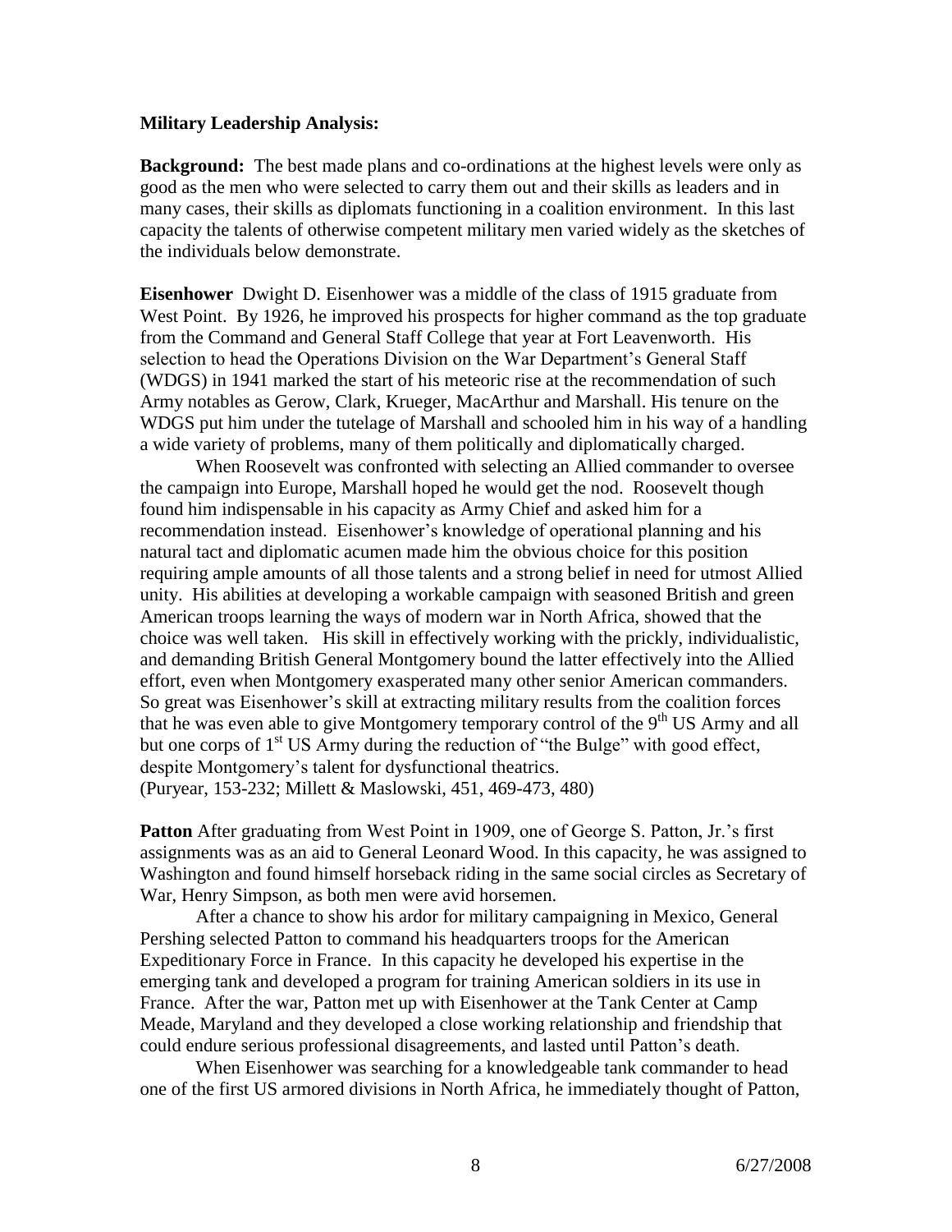**Military Leadership Analysis:**

**Background:** The best made plans and co-ordinations at the highest levels were only as good as the men who were selected to carry them out and their skills as leaders and in many cases, their skills as diplomats functioning in a coalition environment. In this last capacity the talents of otherwise competent military men varied widely as the sketches of the individuals below demonstrate.

**Eisenhower** Dwight D. Eisenhower was a middle of the class of 1915 graduate from West Point. By 1926, he improved his prospects for higher command as the top graduate from the Command and General Staff College that year at Fort Leavenworth. His selection to head the Operations Division on the War Department's General Staff (WDGS) in 1941 marked the start of his meteoric rise at the recommendation of such Army notables as Gerow, Clark, Krueger, MacArthur and Marshall. His tenure on the WDGS put him under the tutelage of Marshall and schooled him in his way of a handling a wide variety of problems, many of them politically and diplomatically charged.

When Roosevelt was confronted with selecting an Allied commander to oversee the campaign into Europe, Marshall hoped he would get the nod. Roosevelt though found him indispensable in his capacity as Army Chief and asked him for a recommendation instead. Eisenhower's knowledge of operational planning and his natural tact and diplomatic acumen made him the obvious choice for this position requiring ample amounts of all those talents and a strong belief in need for utmost Allied unity. His abilities at developing a workable campaign with seasoned British and green American troops learning the ways of modern war in North Africa, showed that the choice was well taken. His skill in effectively working with the prickly, individualistic, and demanding British General Montgomery bound the latter effectively into the Allied effort, even when Montgomery exasperated many other senior American commanders. So great was Eisenhower's skill at extracting military results from the coalition forces that he was even able to give Montgomery temporary control of the 9th US Army and all but one corps of 1st US Army during the reduction of "the Bulge" with good effect, despite Montgomery's talent for dysfunctional theatrics.
(Puryear, 153-232; Millett & Maslowski, 451, 469-473, 480)

**Patton** After graduating from West Point in 1909, one of George S. Patton, Jr.'s first assignments was as an aid to General Leonard Wood. In this capacity, he was assigned to Washington and found himself horseback riding in the same social circles as Secretary of War, Henry Simpson, as both men were avid horsemen.

After a chance to show his ardor for military campaigning in Mexico, General Pershing selected Patton to command his headquarters troops for the American Expeditionary Force in France. In this capacity he developed his expertise in the emerging tank and developed a program for training American soldiers in its use in France. After the war, Patton met up with Eisenhower at the Tank Center at Camp Meade, Maryland and they developed a close working relationship and friendship that could endure serious professional disagreements, and lasted until Patton's death.

When Eisenhower was searching for a knowledgeable tank commander to head one of the first US armored divisions in North Africa, he immediately thought of Patton,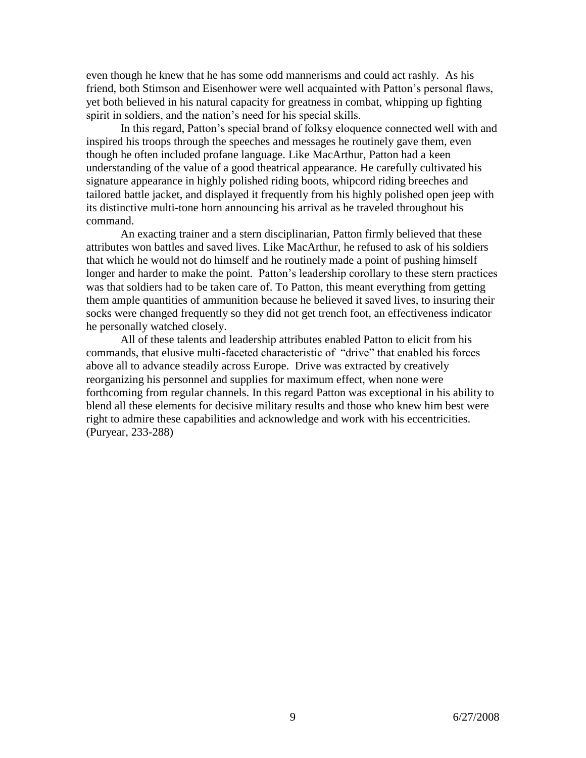even though he knew that he has some odd mannerisms and could act rashly. As his friend, both Stimson and Eisenhower were well acquainted with Patton's personal flaws, yet both believed in his natural capacity for greatness in combat, whipping up fighting spirit in soldiers, and the nation's need for his special skills.

In this regard, Patton's special brand of folksy eloquence connected well with and inspired his troops through the speeches and messages he routinely gave them, even though he often included profane language. Like MacArthur, Patton had a keen understanding of the value of a good theatrical appearance. He carefully cultivated his signature appearance in highly polished riding boots, whipcord riding breeches and tailored battle jacket, and displayed it frequently from his highly polished open jeep with its distinctive multi-tone horn announcing his arrival as he traveled throughout his command.

An exacting trainer and a stern disciplinarian, Patton firmly believed that these attributes won battles and saved lives. Like MacArthur, he refused to ask of his soldiers that which he would not do himself and he routinely made a point of pushing himself longer and harder to make the point. Patton's leadership corollary to these stern practices was that soldiers had to be taken care of. To Patton, this meant everything from getting them ample quantities of ammunition because he believed it saved lives, to insuring their socks were changed frequently so they did not get trench foot, an effectiveness indicator he personally watched closely.

All of these talents and leadership attributes enabled Patton to elicit from his commands, that elusive multi-faceted characteristic of "drive" that enabled his forces above all to advance steadily across Europe. Drive was extracted by creatively reorganizing his personnel and supplies for maximum effect, when none were forthcoming from regular channels. In this regard Patton was exceptional in his ability to blend all these elements for decisive military results and those who knew him best were right to admire these capabilities and acknowledge and work with his eccentricities. (Puryear, 233-288)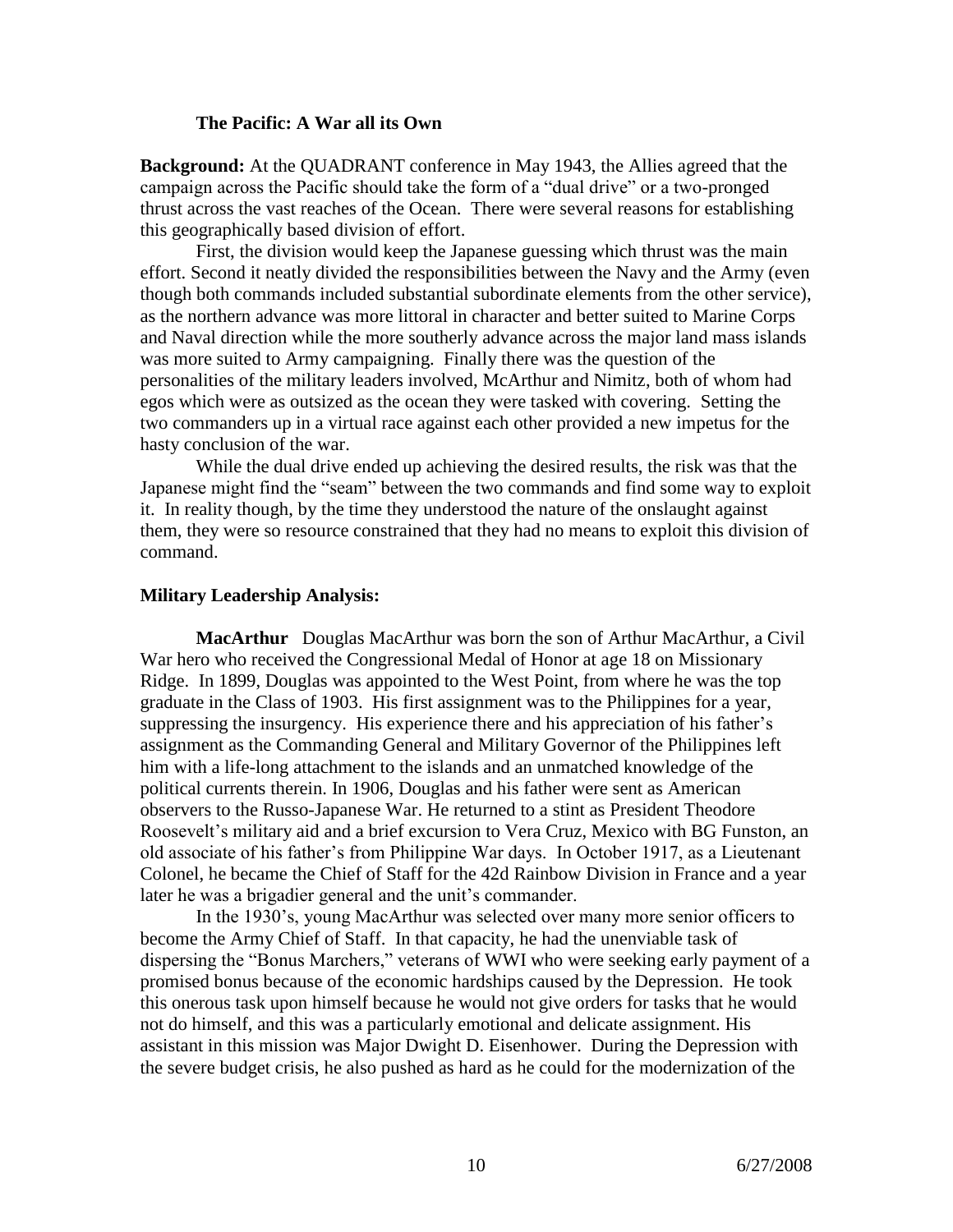### The Pacific: A War all its Own

**Background:** At the QUADRANT conference in May 1943, the Allies agreed that the campaign across the Pacific should take the form of a "dual drive" or a two-pronged thrust across the vast reaches of the Ocean. There were several reasons for establishing this geographically based division of effort.

First, the division would keep the Japanese guessing which thrust was the main effort. Second it neatly divided the responsibilities between the Navy and the Army (even though both commands included substantial subordinate elements from the other service), as the northern advance was more littoral in character and better suited to Marine Corps and Naval direction while the more southerly advance across the major land mass islands was more suited to Army campaigning. Finally there was the question of the personalities of the military leaders involved, McArthur and Nimitz, both of whom had egos which were as outsized as the ocean they were tasked with covering. Setting the two commanders up in a virtual race against each other provided a new impetus for the hasty conclusion of the war.

While the dual drive ended up achieving the desired results, the risk was that the Japanese might find the "seam" between the two commands and find some way to exploit it. In reality though, by the time they understood the nature of the onslaught against them, they were so resource constrained that they had no means to exploit this division of command.

### Military Leadership Analysis:

**MacArthur** Douglas MacArthur was born the son of Arthur MacArthur, a Civil War hero who received the Congressional Medal of Honor at age 18 on Missionary Ridge. In 1899, Douglas was appointed to the West Point, from where he was the top graduate in the Class of 1903. His first assignment was to the Philippines for a year, suppressing the insurgency. His experience there and his appreciation of his father's assignment as the Commanding General and Military Governor of the Philippines left him with a life-long attachment to the islands and an unmatched knowledge of the political currents therein. In 1906, Douglas and his father were sent as American observers to the Russo-Japanese War. He returned to a stint as President Theodore Roosevelt's military aid and a brief excursion to Vera Cruz, Mexico with BG Funston, an old associate of his father's from Philippine War days. In October 1917, as a Lieutenant Colonel, he became the Chief of Staff for the 42d Rainbow Division in France and a year later he was a brigadier general and the unit's commander.

In the 1930's, young MacArthur was selected over many more senior officers to become the Army Chief of Staff. In that capacity, he had the unenviable task of dispersing the "Bonus Marchers," veterans of WWI who were seeking early payment of a promised bonus because of the economic hardships caused by the Depression. He took this onerous task upon himself because he would not give orders for tasks that he would not do himself, and this was a particularly emotional and delicate assignment. His assistant in this mission was Major Dwight D. Eisenhower. During the Depression with the severe budget crisis, he also pushed as hard as he could for the modernization of the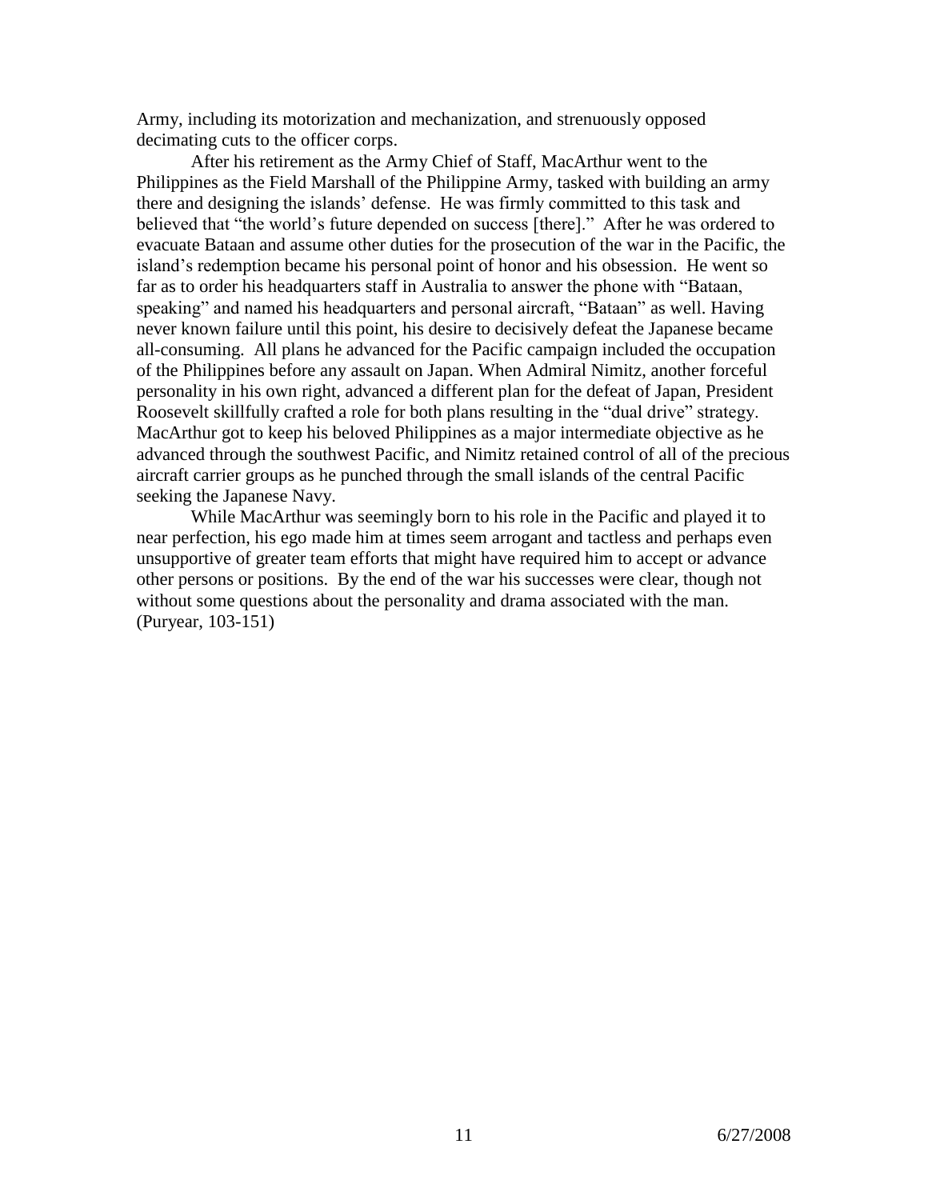Army, including its motorization and mechanization, and strenuously opposed decimating cuts to the officer corps.

After his retirement as the Army Chief of Staff, MacArthur went to the Philippines as the Field Marshall of the Philippine Army, tasked with building an army there and designing the islands' defense. He was firmly committed to this task and believed that "the world's future depended on success [there]." After he was ordered to evacuate Bataan and assume other duties for the prosecution of the war in the Pacific, the island's redemption became his personal point of honor and his obsession. He went so far as to order his headquarters staff in Australia to answer the phone with "Bataan, speaking" and named his headquarters and personal aircraft, "Bataan" as well. Having never known failure until this point, his desire to decisively defeat the Japanese became all-consuming. All plans he advanced for the Pacific campaign included the occupation of the Philippines before any assault on Japan. When Admiral Nimitz, another forceful personality in his own right, advanced a different plan for the defeat of Japan, President Roosevelt skillfully crafted a role for both plans resulting in the "dual drive" strategy. MacArthur got to keep his beloved Philippines as a major intermediate objective as he advanced through the southwest Pacific, and Nimitz retained control of all of the precious aircraft carrier groups as he punched through the small islands of the central Pacific seeking the Japanese Navy.

While MacArthur was seemingly born to his role in the Pacific and played it to near perfection, his ego made him at times seem arrogant and tactless and perhaps even unsupportive of greater team efforts that might have required him to accept or advance other persons or positions. By the end of the war his successes were clear, though not without some questions about the personality and drama associated with the man. (Puryear, 103-151)